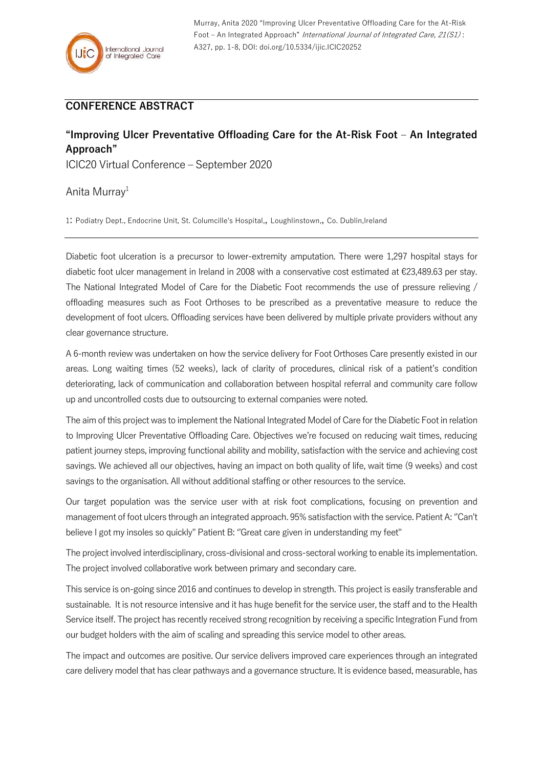## CONFERENCE ABSTRACT

# "Improving Ulcer Preventative Offloading Care for the At-Risk Foot – An Integrated Approach"

ICIC20 Virtual Conference – September 2020

Anita Murray[1]

1: Podiatry Dept., Endocrine Unit, St. Columcille's Hospital,, Loughlinstown,, Co. Dublin,Ireland

---

Diabetic foot ulceration is a precursor to lower-extremity amputation. There were 1,297 hospital stays for diabetic foot ulcer management in Ireland in 2008 with a conservative cost estimated at €23,489.63 per stay. The National Integrated Model of Care for the Diabetic Foot recommends the use of pressure relieving / offloading measures such as Foot Orthoses to be prescribed as a preventative measure to reduce the development of foot ulcers. Offloading services have been delivered by multiple private providers without any clear governance structure.

A 6-month review was undertaken on how the service delivery for Foot Orthoses Care presently existed in our areas. Long waiting times (52 weeks), lack of clarity of procedures, clinical risk of a patient's condition deteriorating, lack of communication and collaboration between hospital referral and community care follow up and uncontrolled costs due to outsourcing to external companies were noted.

The aim of this project was to implement the National Integrated Model of Care for the Diabetic Foot in relation to Improving Ulcer Preventative Offloading Care. Objectives we're focused on reducing wait times, reducing patient journey steps, improving functional ability and mobility, satisfaction with the service and achieving cost savings. We achieved all our objectives, having an impact on both quality of life, wait time (9 weeks) and cost savings to the organisation. All without additional staffing or other resources to the service.

Our target population was the service user with at risk foot complications, focusing on prevention and management of foot ulcers through an integrated approach. 95% satisfaction with the service. Patient A: "Can't believe I got my insoles so quickly" Patient B: "Great care given in understanding my feet"

The project involved interdisciplinary, cross-divisional and cross-sectoral working to enable its implementation. The project involved collaborative work between primary and secondary care.

This service is on-going since 2016 and continues to develop in strength. This project is easily transferable and sustainable. It is not resource intensive and it has huge benefit for the service user, the staff and to the Health Service itself. The project has recently received strong recognition by receiving a specific Integration Fund from our budget holders with the aim of scaling and spreading this service model to other areas.

The impact and outcomes are positive. Our service delivers improved care experiences through an integrated care delivery model that has clear pathways and a governance structure. It is evidence based, measurable, has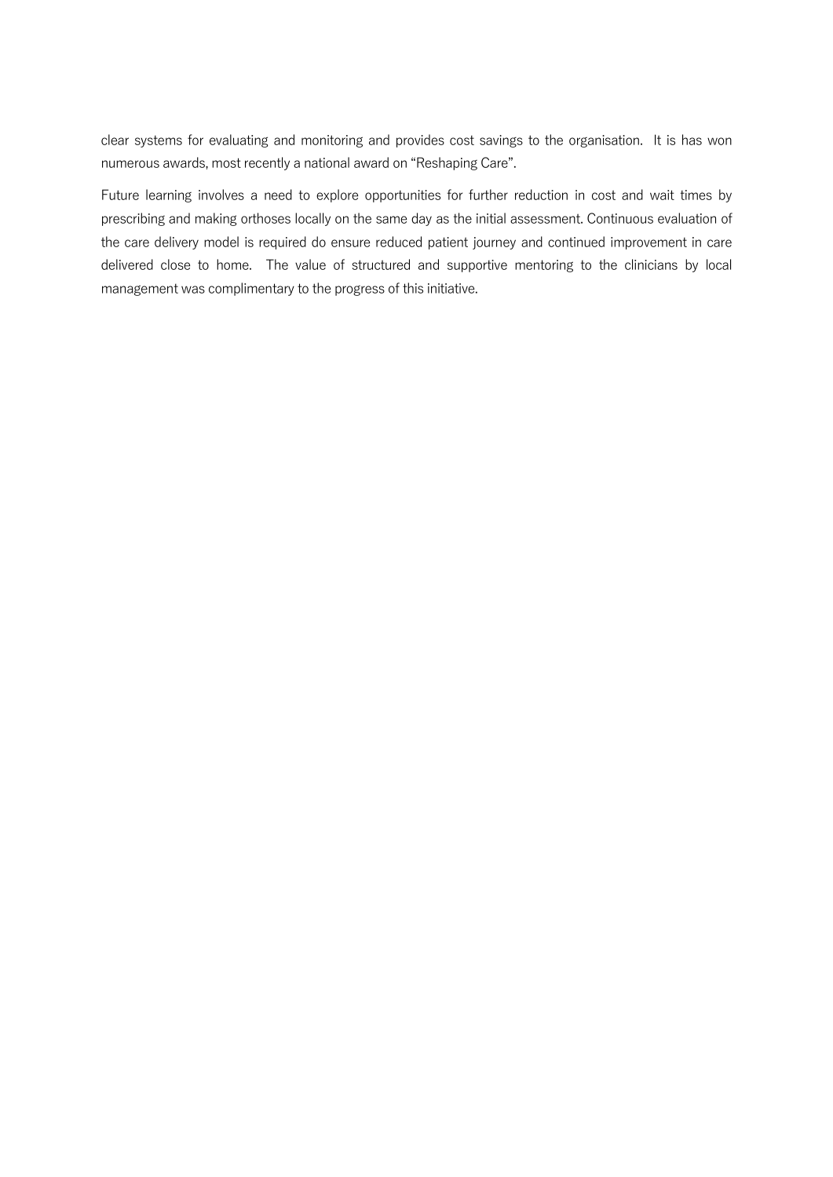clear systems for evaluating and monitoring and provides cost savings to the organisation.  It is has won numerous awards, most recently a national award on "Reshaping Care".

Future learning involves a need to explore opportunities for further reduction in cost and wait times by prescribing and making orthoses locally on the same day as the initial assessment. Continuous evaluation of the care delivery model is required do ensure reduced patient journey and continued improvement in care delivered close to home.  The value of structured and supportive mentoring to the clinicians by local management was complimentary to the progress of this initiative.